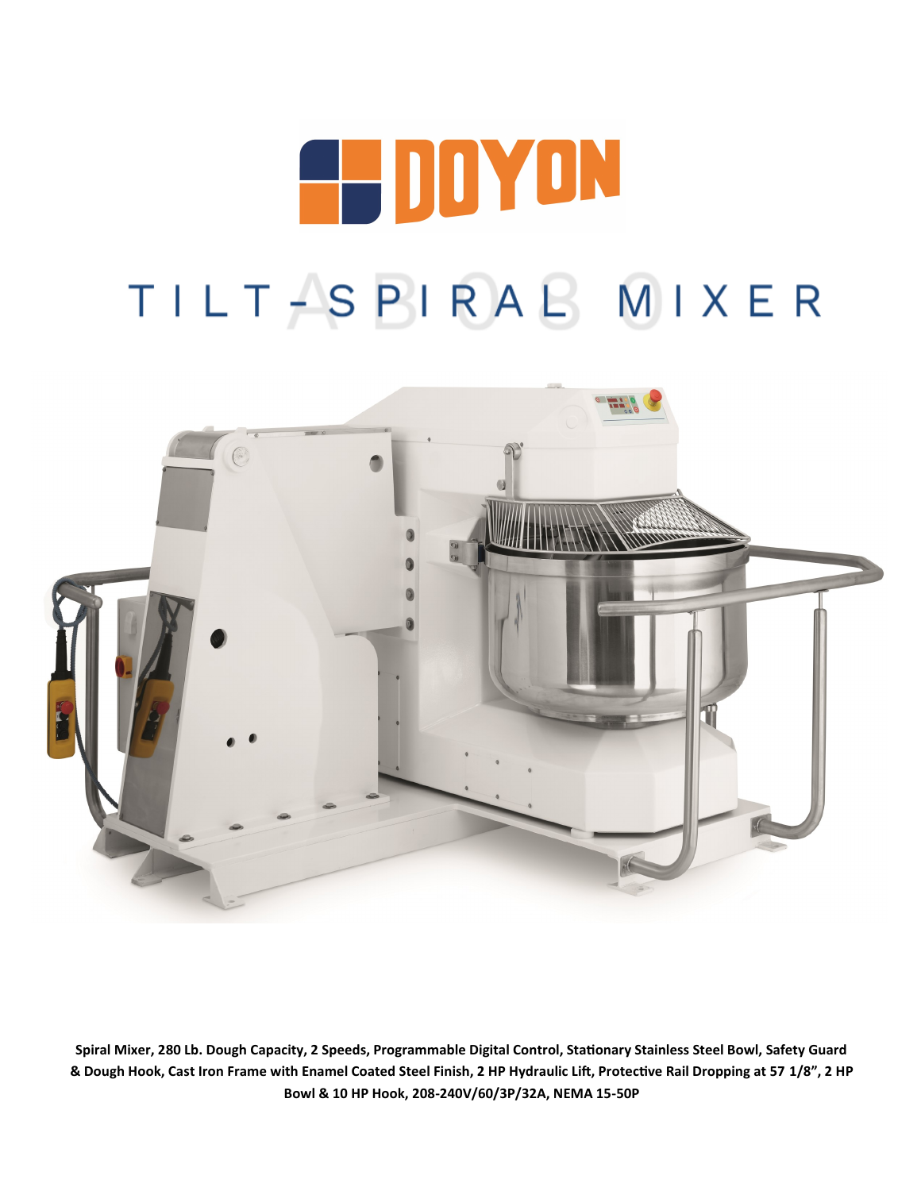# DOYON

# TILT-SPIRAL MIXER

AB080

**Spiral Mixer, 280 Lb. Dough Capacity, 2 Speeds, Programmable Digital Control, Stationary Stainless Steel Bowl, Safety Guard & Dough Hook, Cast Iron Frame with Enamel Coated Steel Finish, 2 HP Hydraulic Lift, Protective Rail Dropping at 57 1/8", 2 HP Bowl & 10 HP Hook, 208-240V/60/3P/32A, NEMA 15-50P**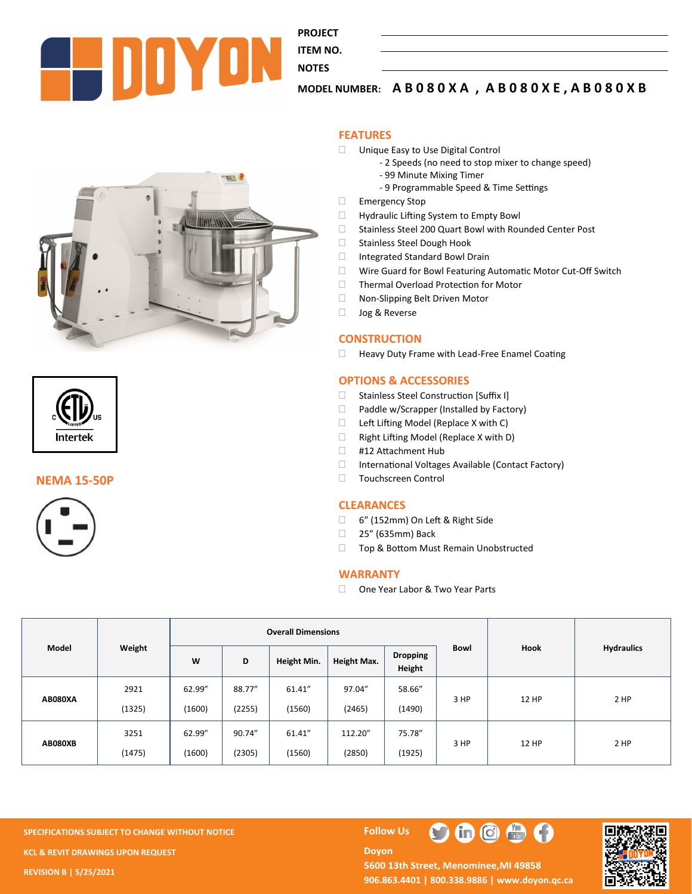**PROJECT**

**ITEM NO.**

**NOTES**

**MODEL NUMBER:** AB080XA, AB080XE, AB080XB

## FEATURES

- Unique Easy to Use Digital Control
  - 2 Speeds (no need to stop mixer to change speed)
  - 99 Minute Mixing Timer
  - 9 Programmable Speed & Time Settings
- Emergency Stop
- Hydraulic Lifting System to Empty Bowl
- Stainless Steel 200 Quart Bowl with Rounded Center Post
- Stainless Steel Dough Hook
- Integrated Standard Bowl Drain
- Wire Guard for Bowl Featuring Automatic Motor Cut-Off Switch
- Thermal Overload Protection for Motor
- Non-Slipping Belt Driven Motor
- Jog & Reverse

## CONSTRUCTION

- Heavy Duty Frame with Lead-Free Enamel Coating

## OPTIONS & ACCESSORIES

- Stainless Steel Construction [Suffix I]
- Paddle w/Scrapper (Installed by Factory)
- Left Lifting Model (Replace X with C)
- Right Lifting Model (Replace X with D)
- #12 Attachment Hub
- International Voltages Available (Contact Factory)
- Touchscreen Control

## CLEARANCES

- 6" (152mm) On Left & Right Side
- 25" (635mm) Back
- Top & Bottom Must Remain Unobstructed

## WARRANTY

- One Year Labor & Two Year Parts

Intertek

**NEMA 15-50P**

| Model | Weight | Overall Dimensions | | | | | Bowl | Hook | Hydraulics |
|---|---|---|---|---|---|---|---|---|---|
| | | W | D | Height Min. | Height Max. | Dropping Height | | | |
| AB080XA | 2921 (1325) | 62.99" (1600) | 88.77" (2255) | 61.41" (1560) | 97.04" (2465) | 58.66" (1490) | 3 HP | 12 HP | 2 HP |
| AB080XB | 3251 (1475) | 62.99" (1600) | 90.74" (2305) | 61.41" (1560) | 112.20" (2850) | 75.78" (1925) | 3 HP | 12 HP | 2 HP |

**SPECIFICATIONS SUBJECT TO CHANGE WITHOUT NOTICE**

**KCL & REVIT DRAWINGS UPON REQUEST**

**REVISION B | 5/25/2021**

**Follow Us**

**Doyon**
**5600 13th Street, Menominee, MI 49858**
**906.863.4401 | 800.338.9886 | www.doyon.qc.ca**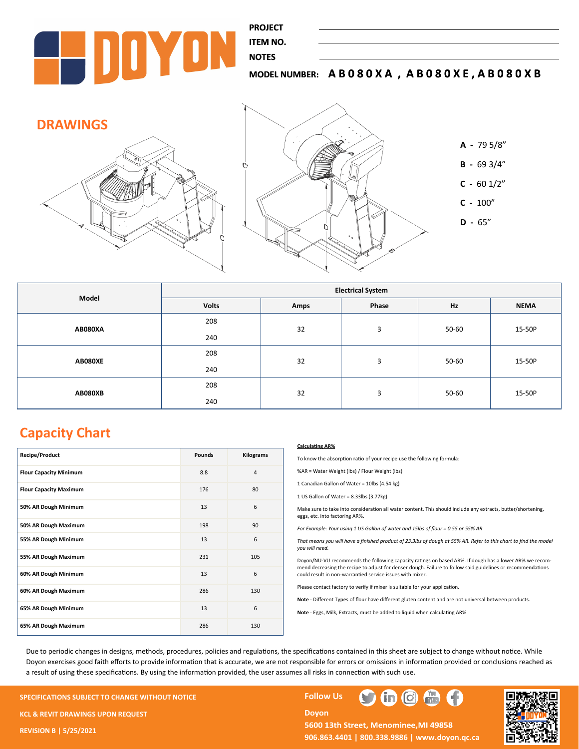PROJECT

ITEM NO.

NOTES

MODEL NUMBER: AB080XA, AB080XE, AB080XB

## DRAWINGS

A - 79 5/8”

B - 69 3/4”

C - 60 1/2”

C - 100”

D - 65”

| Model | Electrical System | | | | |
|---|---|---|---|---|---|
| | Volts | Amps | Phase | Hz | NEMA |
| AB080XA | 208<br>240 | 32 | 3 | 50-60 | 15-50P |
| AB080XE | 208<br>240 | 32 | 3 | 50-60 | 15-50P |
| AB080XB | 208<br>240 | 32 | 3 | 50-60 | 15-50P |

## Capacity Chart

| Recipe/Product | Pounds | Kilograms |
|---|---|---|
| Flour Capacity Minimum | 8.8 | 4 |
| Flour Capacity Maximum | 176 | 80 |
| 50% AR Dough Minimum | 13 | 6 |
| 50% AR Dough Maximum | 198 | 90 |
| 55% AR Dough Minimum | 13 | 6 |
| 55% AR Dough Maximum | 231 | 105 |
| 60% AR Dough Minimum | 13 | 6 |
| 60% AR Dough Maximum | 286 | 130 |
| 65% AR Dough Minimum | 13 | 6 |
| 65% AR Dough Maximum | 286 | 130 |

**Calculating AR%**

To know the absorption ratio of your recipe use the following formula:

%AR = Water Weight (lbs) / Flour Weight (lbs)

1 Canadian Gallon of Water = 10lbs (4.54 kg)

1 US Gallon of Water = 8.33lbs (3.77kg)

Make sure to take into consideration all water content. This should include any extracts, butter/shortening, eggs, etc. into factoring AR%.

*For Example: Your using 1 US Gallon of water and 15lbs of flour = 0.55 or 55% AR*

*That means you will have a finished product of 23.3lbs of dough at 55% AR. Refer to this chart to find the model you will need.*

Doyon/NU-VU recommends the following capacity ratings on based AR%. If dough has a lower AR% we recommend decreasing the recipe to adjust for denser dough. Failure to follow said guidelines or recommendations could result in non-warrantied service issues with mixer.

Please contact factory to verify if mixer is suitable for your application.

**Note** - Different Types of flour have different gluten content and are not universal between products.

**Note** - Eggs, Milk, Extracts, must be added to liquid when calculating AR%

Due to periodic changes in designs, methods, procedures, policies and regulations, the specifications contained in this sheet are subject to change without notice. While Doyon exercises good faith efforts to provide information that is accurate, we are not responsible for errors or omissions in information provided or conclusions reached as a result of using these specifications. By using the information provided, the user assumes all risks in connection with such use.

SPECIFICATIONS SUBJECT TO CHANGE WITHOUT NOTICE

KCL & REVIT DRAWINGS UPON REQUEST

REVISION B | 5/25/2021

Follow Us

Doyon

5600 13th Street, Menominee,MI 49858

906.863.4401 | 800.338.9886 | www.doyon.qc.ca